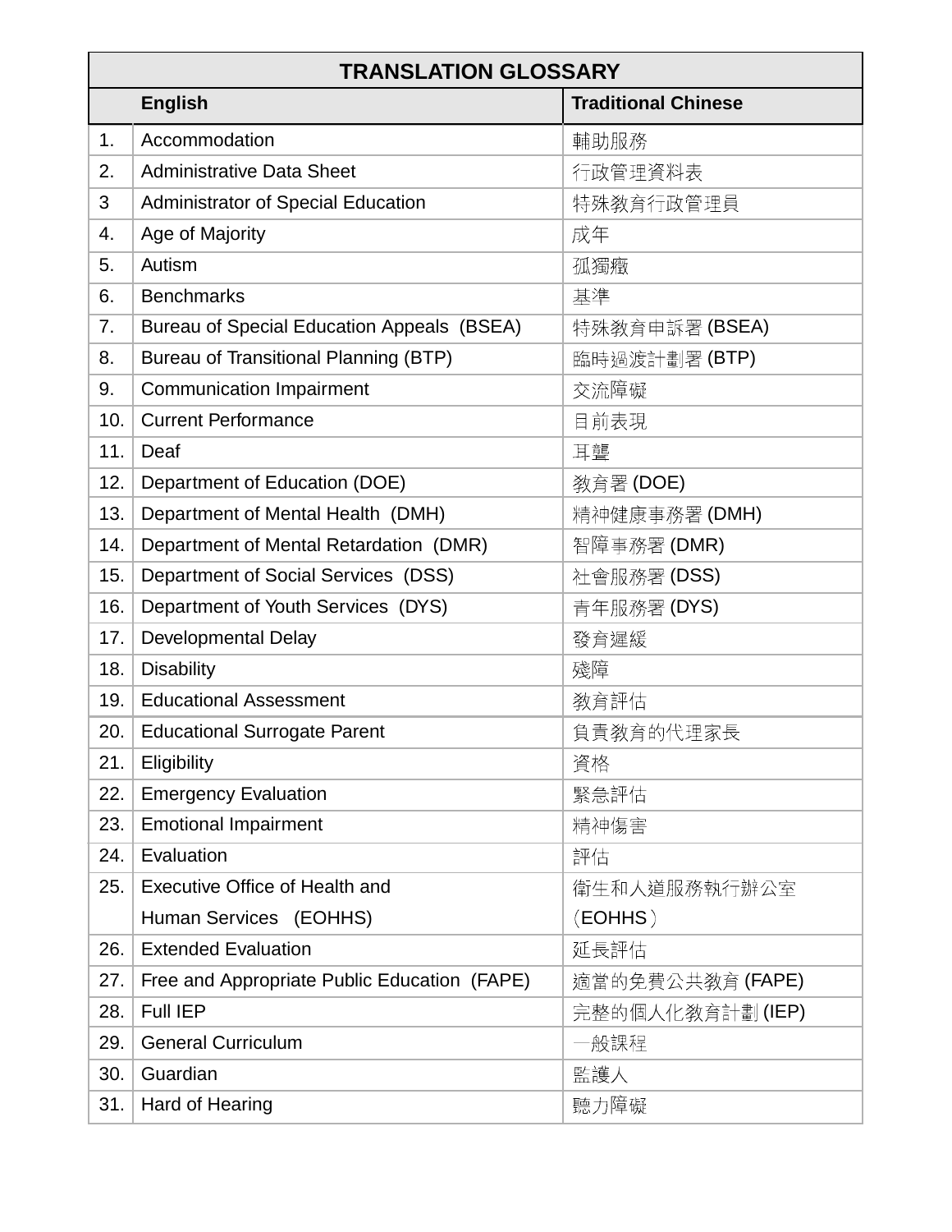| TRANSLATION GLOSSARY | | |
|---|---|---|
| | **English** | **Traditional Chinese** |
| 1. | Accommodation | 輔助服務 |
| 2. | Administrative Data Sheet | 行政管理資料表 |
| 3 | Administrator of Special Education | 特殊教育行政管理員 |
| 4. | Age of Majority | 成年 |
| 5. | Autism | 孤獨癥 |
| 6. | Benchmarks | 基準 |
| 7. | Bureau of Special Education Appeals (BSEA) | 特殊教育申訴署 (BSEA) |
| 8. | Bureau of Transitional Planning (BTP) | 臨時過渡計劃署 (BTP) |
| 9. | Communication Impairment | 交流障礙 |
| 10. | Current Performance | 目前表現 |
| 11. | Deaf | 耳聾 |
| 12. | Department of Education (DOE) | 教育署 (DOE) |
| 13. | Department of Mental Health (DMH) | 精神健康事務署 (DMH) |
| 14. | Department of Mental Retardation (DMR) | 智障事務署 (DMR) |
| 15. | Department of Social Services (DSS) | 社會服務署 (DSS) |
| 16. | Department of Youth Services (DYS) | 青年服務署 (DYS) |
| 17. | Developmental Delay | 發育遲緩 |
| 18. | Disability | 殘障 |
| 19. | Educational Assessment | 教育評估 |
| 20. | Educational Surrogate Parent | 負責教育的代理家長 |
| 21. | Eligibility | 資格 |
| 22. | Emergency Evaluation | 緊急評估 |
| 23. | Emotional Impairment | 精神傷害 |
| 24. | Evaluation | 評估 |
| 25. | Executive Office of Health and Human Services (EOHHS) | 衛生和人道服務執行辦公室（EOHHS） |
| 26. | Extended Evaluation | 延長評估 |
| 27. | Free and Appropriate Public Education (FAPE) | 適當的免費公共教育 (FAPE) |
| 28. | Full IEP | 完整的個人化教育計劃 (IEP) |
| 29. | General Curriculum | 一般課程 |
| 30. | Guardian | 監護人 |
| 31. | Hard of Hearing | 聽力障礙 |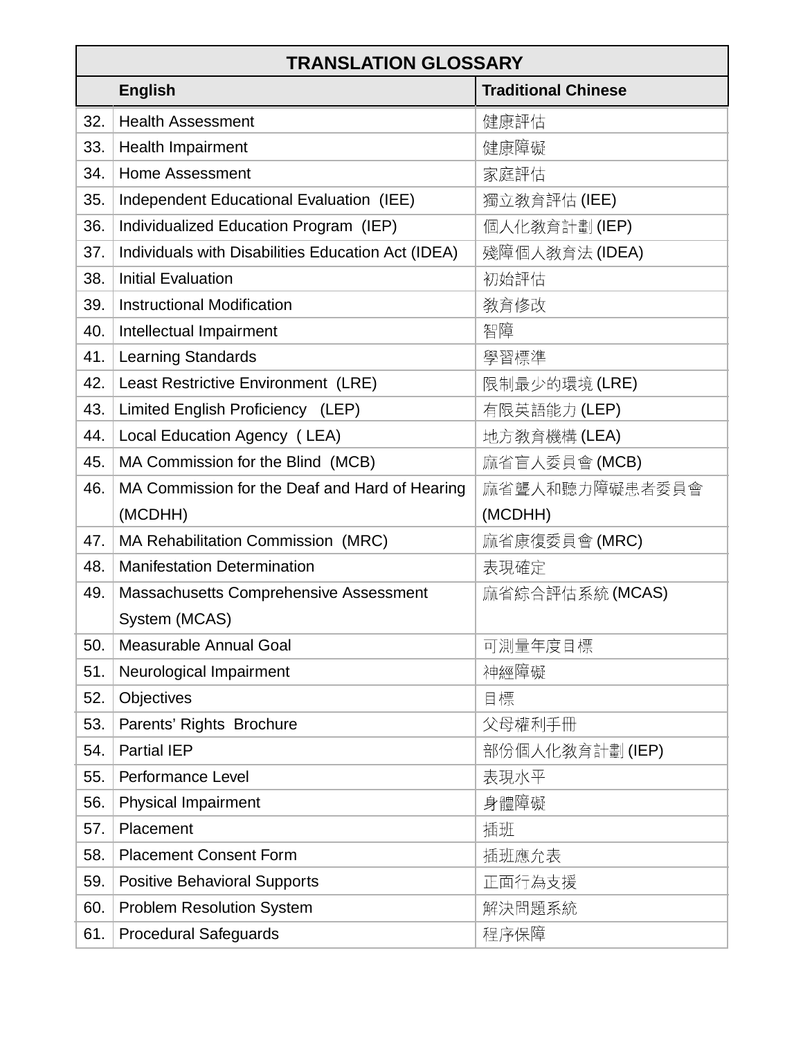| TRANSLATION GLOSSARY | | |
|---|---|---|
| | **English** | **Traditional Chinese** |
| 32. | Health Assessment | 健康評估 |
| 33. | Health Impairment | 健康障礙 |
| 34. | Home Assessment | 家庭評估 |
| 35. | Independent Educational Evaluation (IEE) | 獨立教育評估 (IEE) |
| 36. | Individualized Education Program (IEP) | 個人化教育計劃 (IEP) |
| 37. | Individuals with Disabilities Education Act (IDEA) | 殘障個人教育法 (IDEA) |
| 38. | Initial Evaluation | 初始評估 |
| 39. | Instructional Modification | 教育修改 |
| 40. | Intellectual Impairment | 智障 |
| 41. | Learning Standards | 學習標準 |
| 42. | Least Restrictive Environment (LRE) | 限制最少的環境 (LRE) |
| 43. | Limited English Proficiency (LEP) | 有限英語能力 (LEP) |
| 44. | Local Education Agency ( LEA) | 地方教育機構 (LEA) |
| 45. | MA Commission for the Blind (MCB) | 麻省盲人委員會 (MCB) |
| 46. | MA Commission for the Deaf and Hard of Hearing (MCDHH) | 麻省聾人和聽力障礙患者委員會 (MCDHH) |
| 47. | MA Rehabilitation Commission (MRC) | 麻省康復委員會 (MRC) |
| 48. | Manifestation Determination | 表現確定 |
| 49. | Massachusetts Comprehensive Assessment System (MCAS) | 麻省綜合評估系統 (MCAS) |
| 50. | Measurable Annual Goal | 可測量年度目標 |
| 51. | Neurological Impairment | 神經障礙 |
| 52. | Objectives | 目標 |
| 53. | Parents' Rights Brochure | 父母權利手冊 |
| 54. | Partial IEP | 部份個人化教育計劃 (IEP) |
| 55. | Performance Level | 表現水平 |
| 56. | Physical Impairment | 身體障礙 |
| 57. | Placement | 插班 |
| 58. | Placement Consent Form | 插班應允表 |
| 59. | Positive Behavioral Supports | 正面行為支援 |
| 60. | Problem Resolution System | 解決問題系統 |
| 61. | Procedural Safeguards | 程序保障 |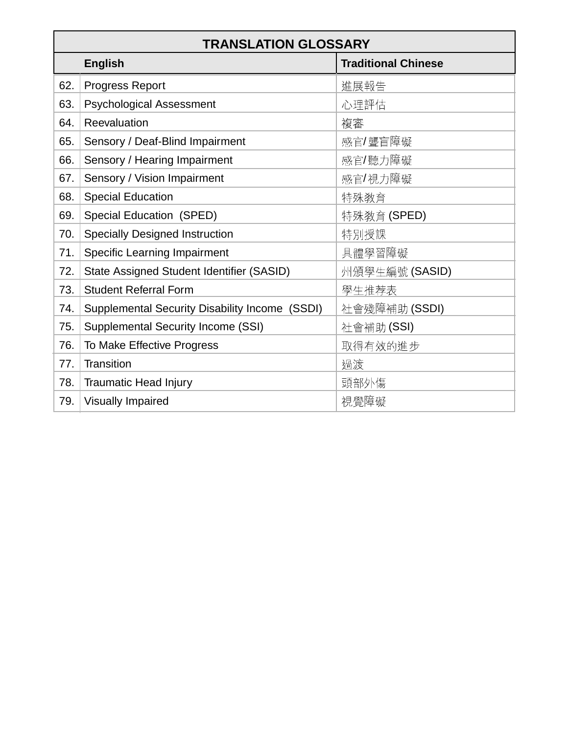| TRANSLATION GLOSSARY | | |
|---|---|---|
| | **English** | **Traditional Chinese** |
| 62. | Progress Report | 進展報告 |
| 63. | Psychological Assessment | 心理評估 |
| 64. | Reevaluation | 複審 |
| 65. | Sensory / Deaf-Blind Impairment | 感官/聾盲障礙 |
| 66. | Sensory / Hearing Impairment | 感官/聽力障礙 |
| 67. | Sensory / Vision Impairment | 感官/視力障礙 |
| 68. | Special Education | 特殊教育 |
| 69. | Special Education (SPED) | 特殊教育 (SPED) |
| 70. | Specially Designed Instruction | 特別授課 |
| 71. | Specific Learning Impairment | 具體學習障礙 |
| 72. | State Assigned Student Identifier (SASID) | 州頒學生編號 (SASID) |
| 73. | Student Referral Form | 學生推荐表 |
| 74. | Supplemental Security Disability Income (SSDI) | 社會殘障補助 (SSDI) |
| 75. | Supplemental Security Income (SSI) | 社會補助 (SSI) |
| 76. | To Make Effective Progress | 取得有效的進步 |
| 77. | Transition | 過渡 |
| 78. | Traumatic Head Injury | 頭部外傷 |
| 79. | Visually Impaired | 視覺障礙 |